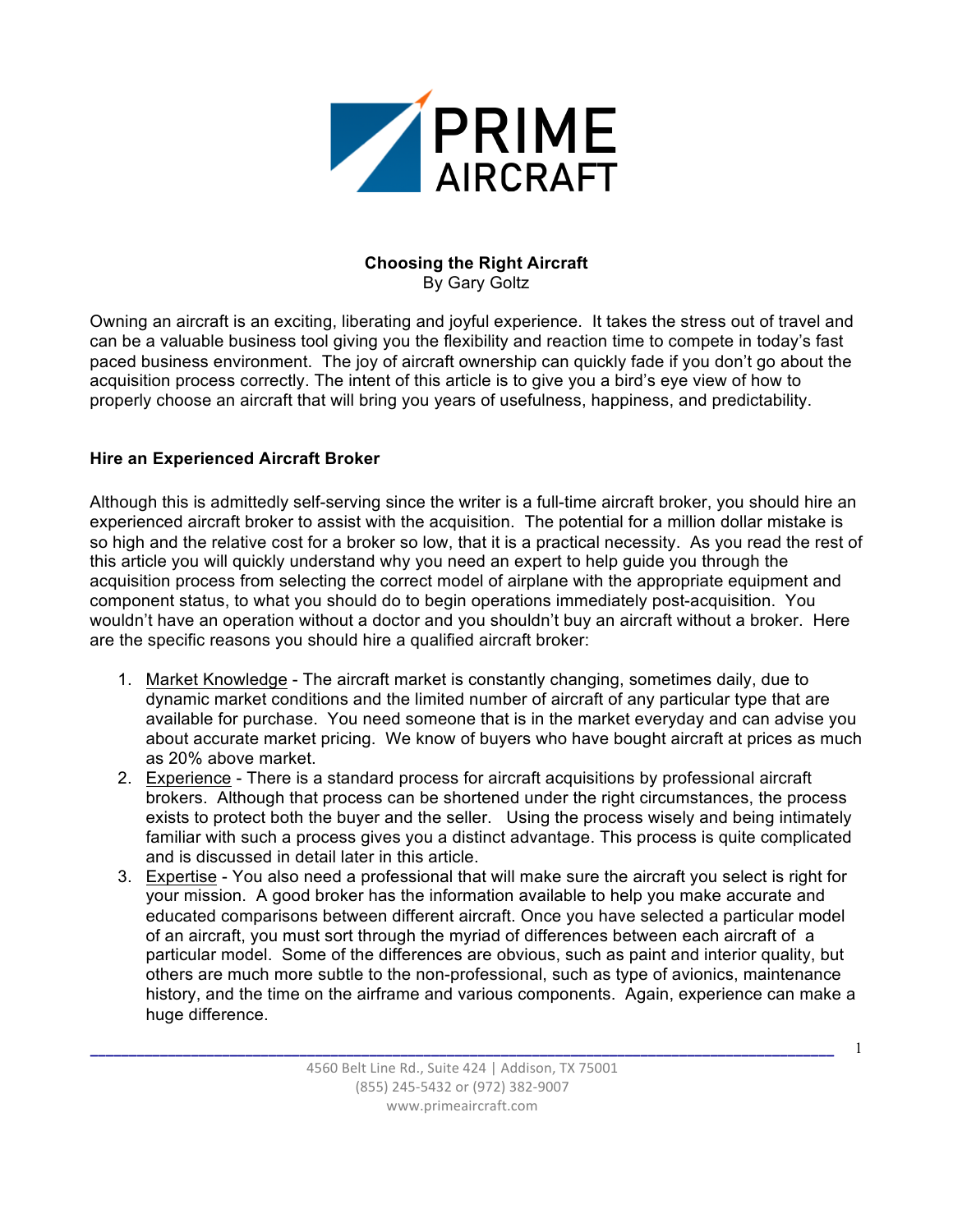# Choosing the Right Aircraft

By Gary Goltz

Owning an aircraft is an exciting, liberating and joyful experience. It takes the stress out of travel and can be a valuable business tool giving you the flexibility and reaction time to compete in today's fast paced business environment. The joy of aircraft ownership can quickly fade if you don't go about the acquisition process correctly. The intent of this article is to give you a bird's eye view of how to properly choose an aircraft that will bring you years of usefulness, happiness, and predictability.

## Hire an Experienced Aircraft Broker

Although this is admittedly self-serving since the writer is a full-time aircraft broker, you should hire an experienced aircraft broker to assist with the acquisition. The potential for a million dollar mistake is so high and the relative cost for a broker so low, that it is a practical necessity. As you read the rest of this article you will quickly understand why you need an expert to help guide you through the acquisition process from selecting the correct model of airplane with the appropriate equipment and component status, to what you should do to begin operations immediately post-acquisition. You wouldn't have an operation without a doctor and you shouldn't buy an aircraft without a broker. Here are the specific reasons you should hire a qualified aircraft broker:

1. Market Knowledge - The aircraft market is constantly changing, sometimes daily, due to dynamic market conditions and the limited number of aircraft of any particular type that are available for purchase. You need someone that is in the market everyday and can advise you about accurate market pricing. We know of buyers who have bought aircraft at prices as much as 20% above market.
2. Experience - There is a standard process for aircraft acquisitions by professional aircraft brokers. Although that process can be shortened under the right circumstances, the process exists to protect both the buyer and the seller. Using the process wisely and being intimately familiar with such a process gives you a distinct advantage. This process is quite complicated and is discussed in detail later in this article.
3. Expertise - You also need a professional that will make sure the aircraft you select is right for your mission. A good broker has the information available to help you make accurate and educated comparisons between different aircraft. Once you have selected a particular model of an aircraft, you must sort through the myriad of differences between each aircraft of a particular model. Some of the differences are obvious, such as paint and interior quality, but others are much more subtle to the non-professional, such as type of avionics, maintenance history, and the time on the airframe and various components. Again, experience can make a huge difference.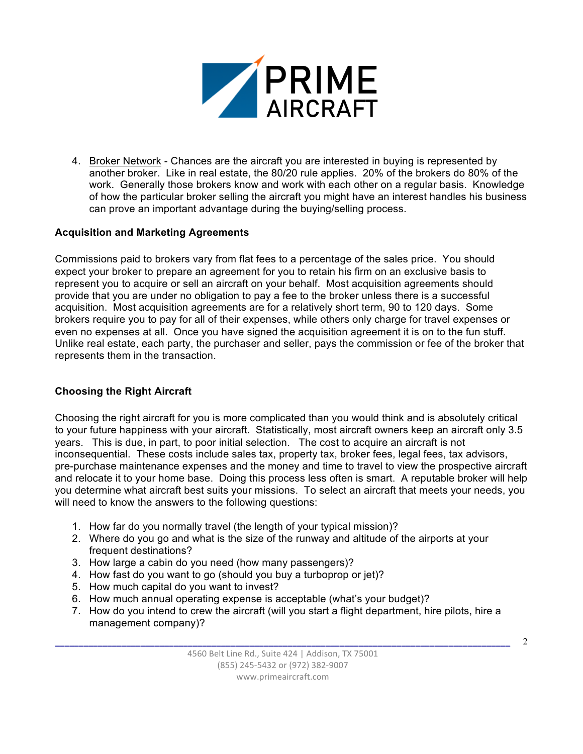4. Broker Network - Chances are the aircraft you are interested in buying is represented by another broker. Like in real estate, the 80/20 rule applies. 20% of the brokers do 80% of the work. Generally those brokers know and work with each other on a regular basis. Knowledge of how the particular broker selling the aircraft you might have an interest handles his business can prove an important advantage during the buying/selling process.

**Acquisition and Marketing Agreements**

Commissions paid to brokers vary from flat fees to a percentage of the sales price. You should expect your broker to prepare an agreement for you to retain his firm on an exclusive basis to represent you to acquire or sell an aircraft on your behalf. Most acquisition agreements should provide that you are under no obligation to pay a fee to the broker unless there is a successful acquisition. Most acquisition agreements are for a relatively short term, 90 to 120 days. Some brokers require you to pay for all of their expenses, while others only charge for travel expenses or even no expenses at all. Once you have signed the acquisition agreement it is on to the fun stuff. Unlike real estate, each party, the purchaser and seller, pays the commission or fee of the broker that represents them in the transaction.

**Choosing the Right Aircraft**

Choosing the right aircraft for you is more complicated than you would think and is absolutely critical to your future happiness with your aircraft. Statistically, most aircraft owners keep an aircraft only 3.5 years. This is due, in part, to poor initial selection. The cost to acquire an aircraft is not inconsequential. These costs include sales tax, property tax, broker fees, legal fees, tax advisors, pre-purchase maintenance expenses and the money and time to travel to view the prospective aircraft and relocate it to your home base. Doing this process less often is smart. A reputable broker will help you determine what aircraft best suits your missions. To select an aircraft that meets your needs, you will need to know the answers to the following questions:

1. How far do you normally travel (the length of your typical mission)?
2. Where do you go and what is the size of the runway and altitude of the airports at your frequent destinations?
3. How large a cabin do you need (how many passengers)?
4. How fast do you want to go (should you buy a turboprop or jet)?
5. How much capital do you want to invest?
6. How much annual operating expense is acceptable (what's your budget)?
7. How do you intend to crew the aircraft (will you start a flight department, hire pilots, hire a management company)?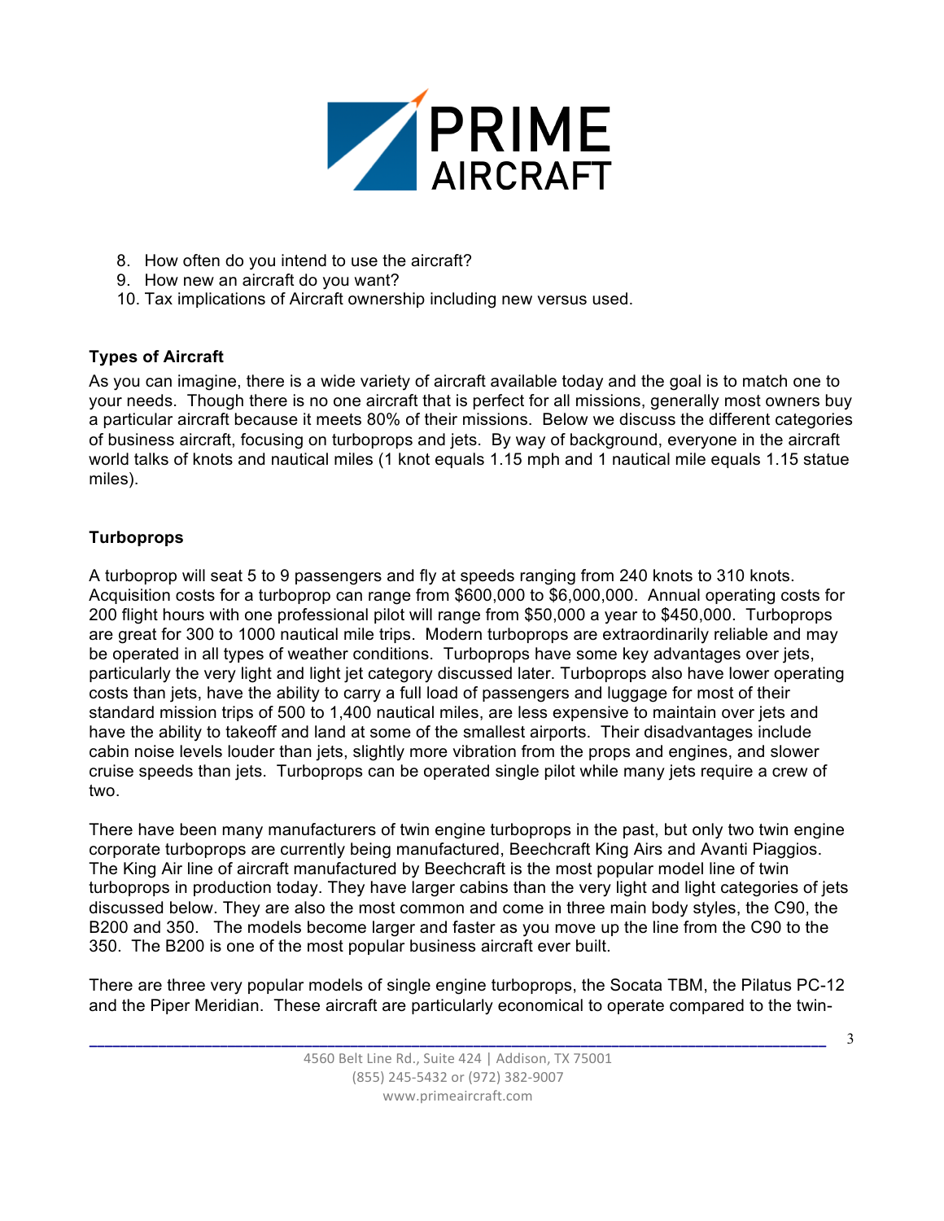8. How often do you intend to use the aircraft?
9. How new an aircraft do you want?
10. Tax implications of Aircraft ownership including new versus used.

**Types of Aircraft**

As you can imagine, there is a wide variety of aircraft available today and the goal is to match one to your needs. Though there is no one aircraft that is perfect for all missions, generally most owners buy a particular aircraft because it meets 80% of their missions. Below we discuss the different categories of business aircraft, focusing on turboprops and jets. By way of background, everyone in the aircraft world talks of knots and nautical miles (1 knot equals 1.15 mph and 1 nautical mile equals 1.15 statue miles).

**Turboprops**

A turboprop will seat 5 to 9 passengers and fly at speeds ranging from 240 knots to 310 knots. Acquisition costs for a turboprop can range from $600,000 to $6,000,000. Annual operating costs for 200 flight hours with one professional pilot will range from $50,000 a year to $450,000. Turboprops are great for 300 to 1000 nautical mile trips. Modern turboprops are extraordinarily reliable and may be operated in all types of weather conditions. Turboprops have some key advantages over jets, particularly the very light and light jet category discussed later. Turboprops also have lower operating costs than jets, have the ability to carry a full load of passengers and luggage for most of their standard mission trips of 500 to 1,400 nautical miles, are less expensive to maintain over jets and have the ability to takeoff and land at some of the smallest airports. Their disadvantages include cabin noise levels louder than jets, slightly more vibration from the props and engines, and slower cruise speeds than jets. Turboprops can be operated single pilot while many jets require a crew of two.

There have been many manufacturers of twin engine turboprops in the past, but only two twin engine corporate turboprops are currently being manufactured, Beechcraft King Airs and Avanti Piaggios. The King Air line of aircraft manufactured by Beechcraft is the most popular model line of twin turboprops in production today. They have larger cabins than the very light and light categories of jets discussed below. They are also the most common and come in three main body styles, the C90, the B200 and 350. The models become larger and faster as you move up the line from the C90 to the 350. The B200 is one of the most popular business aircraft ever built.

There are three very popular models of single engine turboprops, the Socata TBM, the Pilatus PC-12 and the Piper Meridian. These aircraft are particularly economical to operate compared to the twin-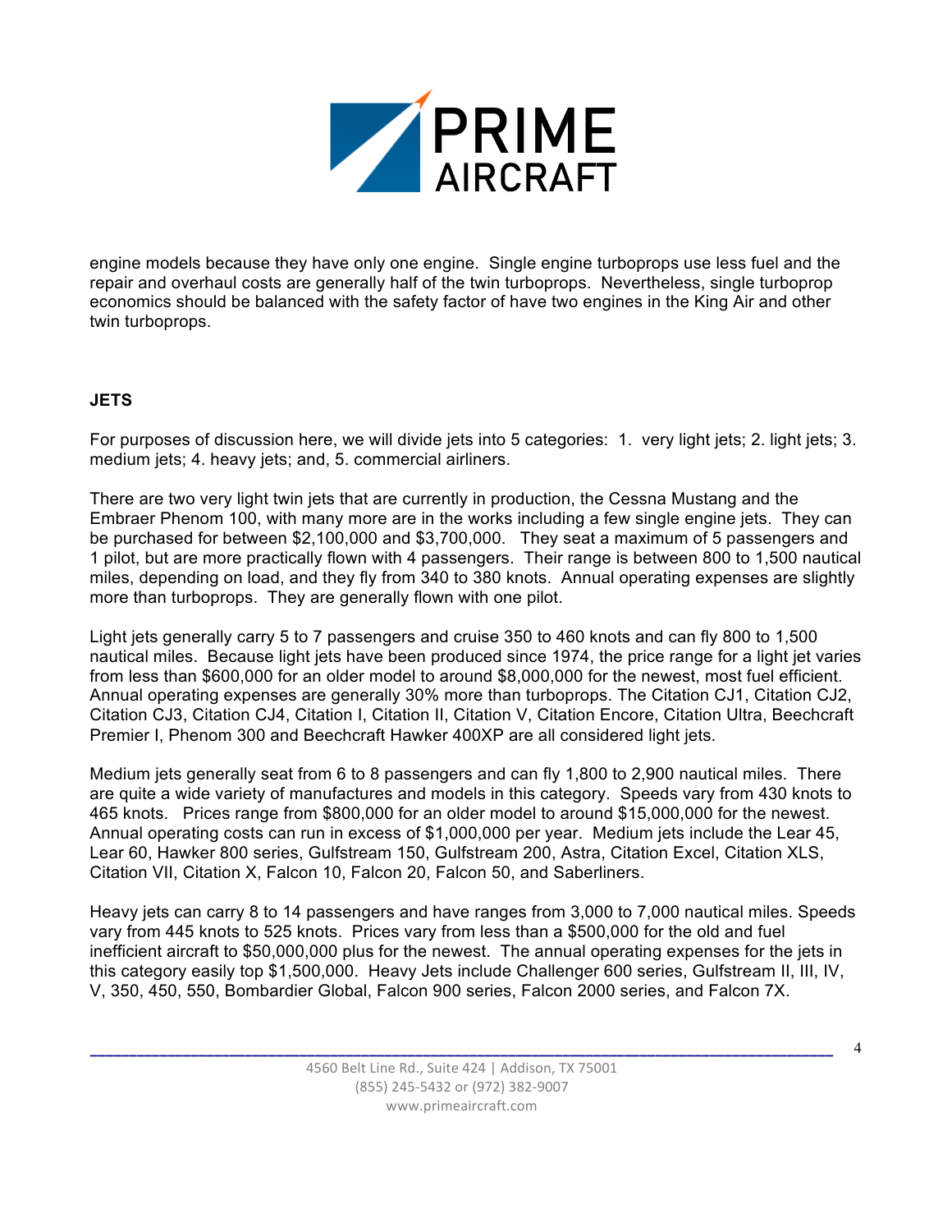engine models because they have only one engine. Single engine turboprops use less fuel and the repair and overhaul costs are generally half of the twin turboprops. Nevertheless, single turboprop economics should be balanced with the safety factor of have two engines in the King Air and other twin turboprops.

## JETS

For purposes of discussion here, we will divide jets into 5 categories: 1. very light jets; 2. light jets; 3. medium jets; 4. heavy jets; and, 5. commercial airliners.

There are two very light twin jets that are currently in production, the Cessna Mustang and the Embraer Phenom 100, with many more are in the works including a few single engine jets. They can be purchased for between $2,100,000 and $3,700,000. They seat a maximum of 5 passengers and 1 pilot, but are more practically flown with 4 passengers. Their range is between 800 to 1,500 nautical miles, depending on load, and they fly from 340 to 380 knots. Annual operating expenses are slightly more than turboprops. They are generally flown with one pilot.

Light jets generally carry 5 to 7 passengers and cruise 350 to 460 knots and can fly 800 to 1,500 nautical miles. Because light jets have been produced since 1974, the price range for a light jet varies from less than $600,000 for an older model to around $8,000,000 for the newest, most fuel efficient. Annual operating expenses are generally 30% more than turboprops. The Citation CJ1, Citation CJ2, Citation CJ3, Citation CJ4, Citation I, Citation II, Citation V, Citation Encore, Citation Ultra, Beechcraft Premier I, Phenom 300 and Beechcraft Hawker 400XP are all considered light jets.

Medium jets generally seat from 6 to 8 passengers and can fly 1,800 to 2,900 nautical miles. There are quite a wide variety of manufactures and models in this category. Speeds vary from 430 knots to 465 knots. Prices range from $800,000 for an older model to around $15,000,000 for the newest. Annual operating costs can run in excess of $1,000,000 per year. Medium jets include the Lear 45, Lear 60, Hawker 800 series, Gulfstream 150, Gulfstream 200, Astra, Citation Excel, Citation XLS, Citation VII, Citation X, Falcon 10, Falcon 20, Falcon 50, and Saberliners.

Heavy jets can carry 8 to 14 passengers and have ranges from 3,000 to 7,000 nautical miles. Speeds vary from 445 knots to 525 knots. Prices vary from less than a $500,000 for the old and fuel inefficient aircraft to $50,000,000 plus for the newest. The annual operating expenses for the jets in this category easily top $1,500,000. Heavy Jets include Challenger 600 series, Gulfstream II, III, IV, V, 350, 450, 550, Bombardier Global, Falcon 900 series, Falcon 2000 series, and Falcon 7X.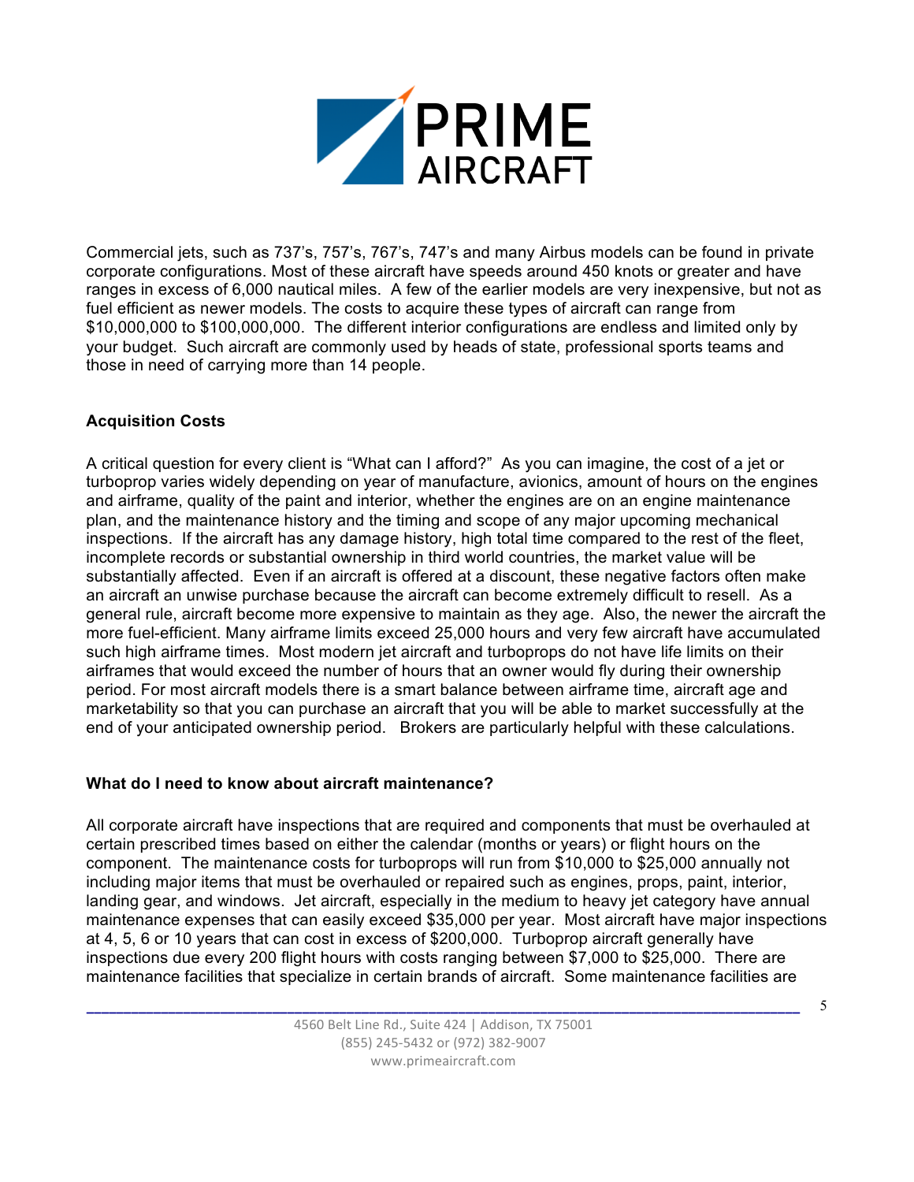Commercial jets, such as 737's, 757's, 767's, 747's and many Airbus models can be found in private corporate configurations. Most of these aircraft have speeds around 450 knots or greater and have ranges in excess of 6,000 nautical miles. A few of the earlier models are very inexpensive, but not as fuel efficient as newer models. The costs to acquire these types of aircraft can range from $10,000,000 to $100,000,000. The different interior configurations are endless and limited only by your budget. Such aircraft are commonly used by heads of state, professional sports teams and those in need of carrying more than 14 people.

**Acquisition Costs**

A critical question for every client is "What can I afford?" As you can imagine, the cost of a jet or turboprop varies widely depending on year of manufacture, avionics, amount of hours on the engines and airframe, quality of the paint and interior, whether the engines are on an engine maintenance plan, and the maintenance history and the timing and scope of any major upcoming mechanical inspections. If the aircraft has any damage history, high total time compared to the rest of the fleet, incomplete records or substantial ownership in third world countries, the market value will be substantially affected. Even if an aircraft is offered at a discount, these negative factors often make an aircraft an unwise purchase because the aircraft can become extremely difficult to resell. As a general rule, aircraft become more expensive to maintain as they age. Also, the newer the aircraft the more fuel-efficient. Many airframe limits exceed 25,000 hours and very few aircraft have accumulated such high airframe times. Most modern jet aircraft and turboprops do not have life limits on their airframes that would exceed the number of hours that an owner would fly during their ownership period. For most aircraft models there is a smart balance between airframe time, aircraft age and marketability so that you can purchase an aircraft that you will be able to market successfully at the end of your anticipated ownership period. Brokers are particularly helpful with these calculations.

**What do I need to know about aircraft maintenance?**

All corporate aircraft have inspections that are required and components that must be overhauled at certain prescribed times based on either the calendar (months or years) or flight hours on the component. The maintenance costs for turboprops will run from $10,000 to $25,000 annually not including major items that must be overhauled or repaired such as engines, props, paint, interior, landing gear, and windows. Jet aircraft, especially in the medium to heavy jet category have annual maintenance expenses that can easily exceed $35,000 per year. Most aircraft have major inspections at 4, 5, 6 or 10 years that can cost in excess of $200,000. Turboprop aircraft generally have inspections due every 200 flight hours with costs ranging between $7,000 to $25,000. There are maintenance facilities that specialize in certain brands of aircraft. Some maintenance facilities are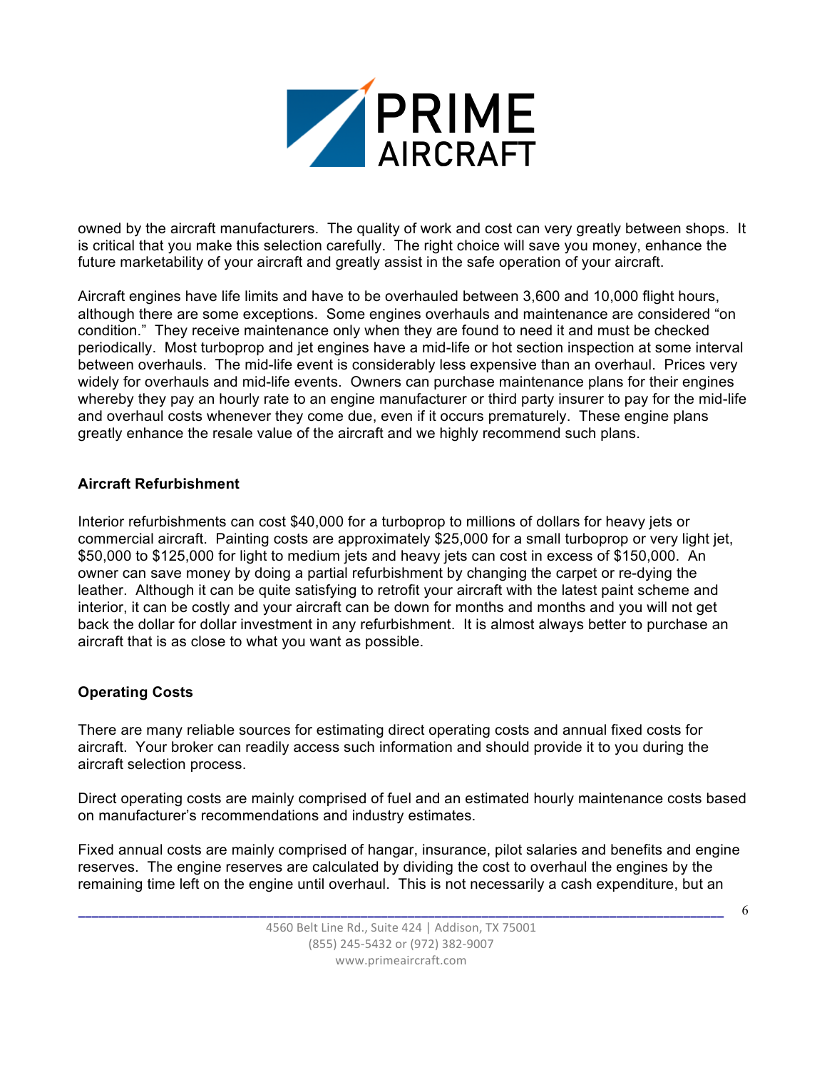owned by the aircraft manufacturers. The quality of work and cost can very greatly between shops. It is critical that you make this selection carefully. The right choice will save you money, enhance the future marketability of your aircraft and greatly assist in the safe operation of your aircraft.

Aircraft engines have life limits and have to be overhauled between 3,600 and 10,000 flight hours, although there are some exceptions. Some engines overhauls and maintenance are considered "on condition." They receive maintenance only when they are found to need it and must be checked periodically. Most turboprop and jet engines have a mid-life or hot section inspection at some interval between overhauls. The mid-life event is considerably less expensive than an overhaul. Prices very widely for overhauls and mid-life events. Owners can purchase maintenance plans for their engines whereby they pay an hourly rate to an engine manufacturer or third party insurer to pay for the mid-life and overhaul costs whenever they come due, even if it occurs prematurely. These engine plans greatly enhance the resale value of the aircraft and we highly recommend such plans.

**Aircraft Refurbishment**

Interior refurbishments can cost $40,000 for a turboprop to millions of dollars for heavy jets or commercial aircraft. Painting costs are approximately $25,000 for a small turboprop or very light jet, $50,000 to $125,000 for light to medium jets and heavy jets can cost in excess of $150,000. An owner can save money by doing a partial refurbishment by changing the carpet or re-dying the leather. Although it can be quite satisfying to retrofit your aircraft with the latest paint scheme and interior, it can be costly and your aircraft can be down for months and months and you will not get back the dollar for dollar investment in any refurbishment. It is almost always better to purchase an aircraft that is as close to what you want as possible.

**Operating Costs**

There are many reliable sources for estimating direct operating costs and annual fixed costs for aircraft. Your broker can readily access such information and should provide it to you during the aircraft selection process.

Direct operating costs are mainly comprised of fuel and an estimated hourly maintenance costs based on manufacturer's recommendations and industry estimates.

Fixed annual costs are mainly comprised of hangar, insurance, pilot salaries and benefits and engine reserves. The engine reserves are calculated by dividing the cost to overhaul the engines by the remaining time left on the engine until overhaul. This is not necessarily a cash expenditure, but an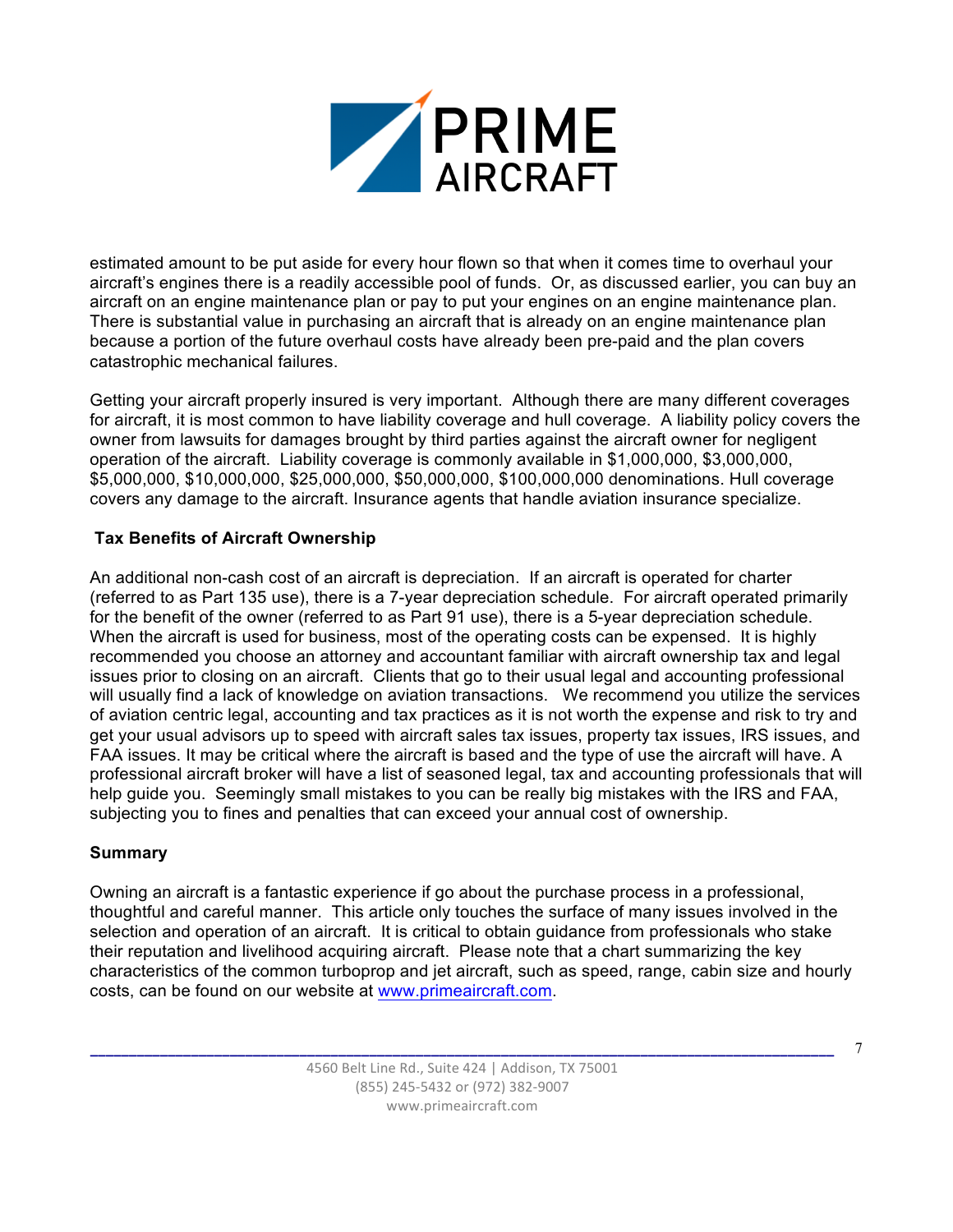estimated amount to be put aside for every hour flown so that when it comes time to overhaul your aircraft's engines there is a readily accessible pool of funds. Or, as discussed earlier, you can buy an aircraft on an engine maintenance plan or pay to put your engines on an engine maintenance plan. There is substantial value in purchasing an aircraft that is already on an engine maintenance plan because a portion of the future overhaul costs have already been pre-paid and the plan covers catastrophic mechanical failures.

Getting your aircraft properly insured is very important. Although there are many different coverages for aircraft, it is most common to have liability coverage and hull coverage. A liability policy covers the owner from lawsuits for damages brought by third parties against the aircraft owner for negligent operation of the aircraft. Liability coverage is commonly available in $1,000,000, $3,000,000, $5,000,000, $10,000,000, $25,000,000, $50,000,000, $100,000,000 denominations. Hull coverage covers any damage to the aircraft. Insurance agents that handle aviation insurance specialize.

## Tax Benefits of Aircraft Ownership

An additional non-cash cost of an aircraft is depreciation. If an aircraft is operated for charter (referred to as Part 135 use), there is a 7-year depreciation schedule. For aircraft operated primarily for the benefit of the owner (referred to as Part 91 use), there is a 5-year depreciation schedule. When the aircraft is used for business, most of the operating costs can be expensed. It is highly recommended you choose an attorney and accountant familiar with aircraft ownership tax and legal issues prior to closing on an aircraft. Clients that go to their usual legal and accounting professional will usually find a lack of knowledge on aviation transactions. We recommend you utilize the services of aviation centric legal, accounting and tax practices as it is not worth the expense and risk to try and get your usual advisors up to speed with aircraft sales tax issues, property tax issues, IRS issues, and FAA issues. It may be critical where the aircraft is based and the type of use the aircraft will have. A professional aircraft broker will have a list of seasoned legal, tax and accounting professionals that will help guide you. Seemingly small mistakes to you can be really big mistakes with the IRS and FAA, subjecting you to fines and penalties that can exceed your annual cost of ownership.

## Summary

Owning an aircraft is a fantastic experience if go about the purchase process in a professional, thoughtful and careful manner. This article only touches the surface of many issues involved in the selection and operation of an aircraft. It is critical to obtain guidance from professionals who stake their reputation and livelihood acquiring aircraft. Please note that a chart summarizing the key characteristics of the common turboprop and jet aircraft, such as speed, range, cabin size and hourly costs, can be found on our website at www.primeaircraft.com.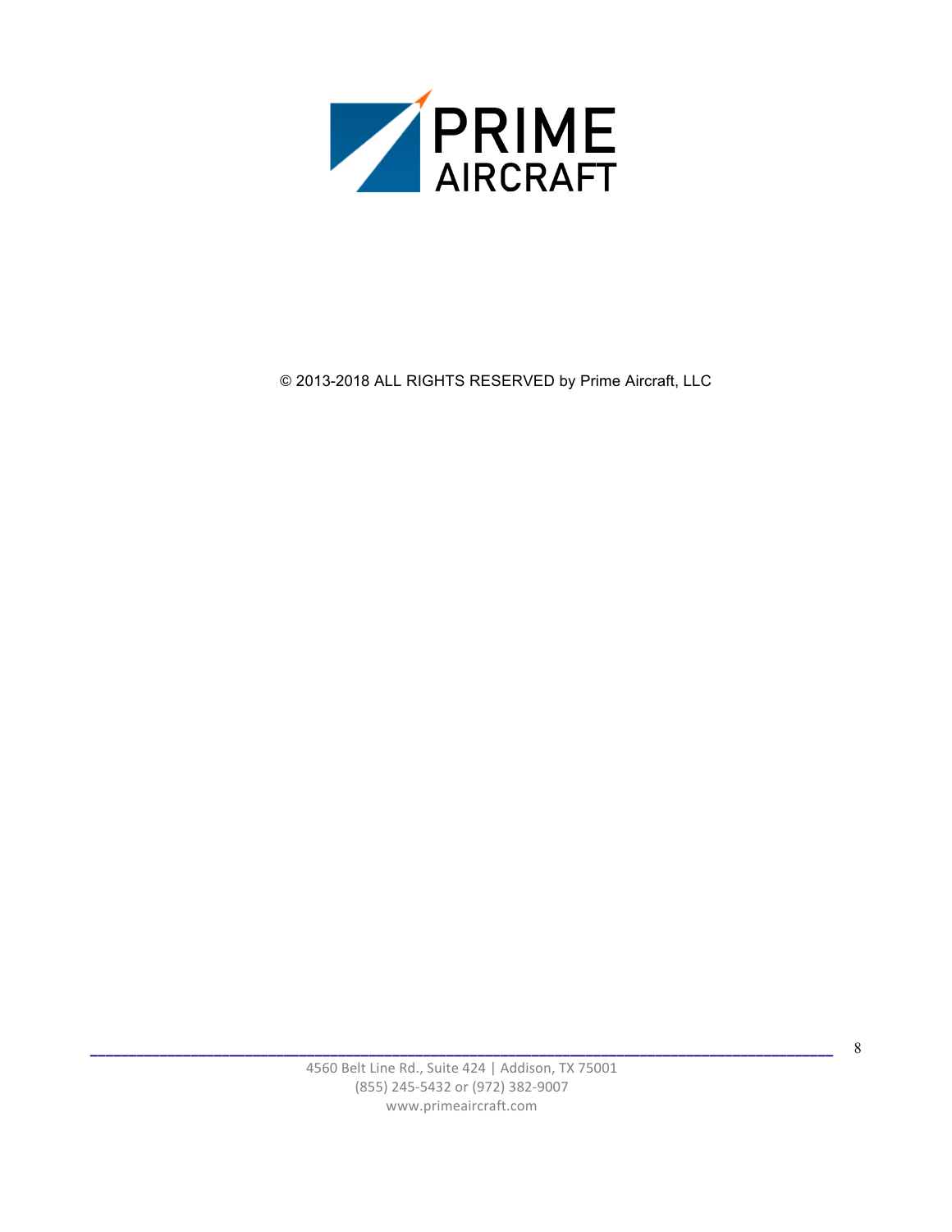PRIME AIRCRAFT

© 2013-2018 ALL RIGHTS RESERVED by Prime Aircraft, LLC

4560 Belt Line Rd., Suite 424 | Addison, TX 75001
(855) 245-5432 or (972) 382-9007
www.primeaircraft.com